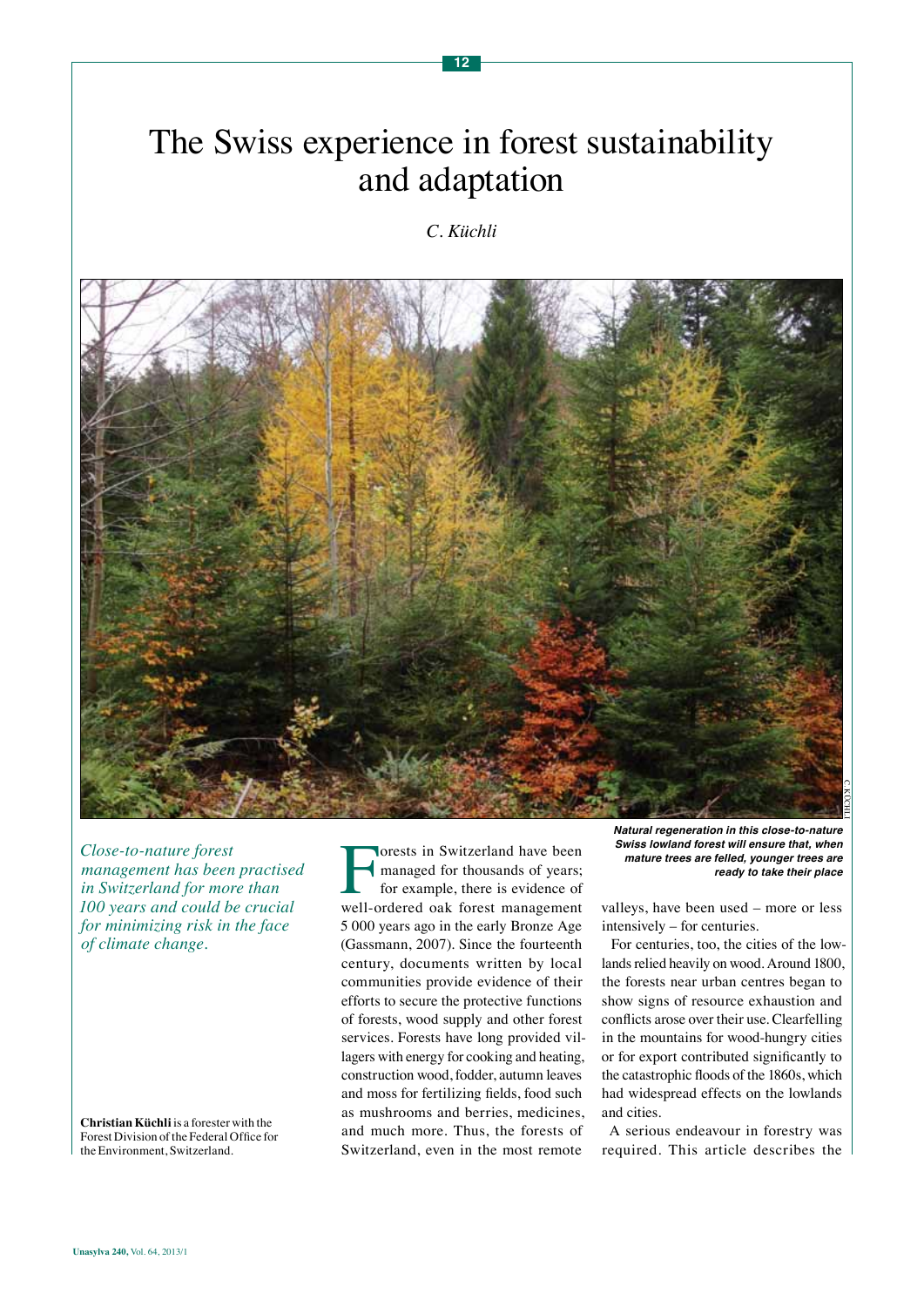# The Swiss experience in forest sustainability and adaptation

*C. Küchli*

Natural regeneration in this close-to-nature Swiss lowland forest will ensure that, when mature trees are felled, younger trees are ready to take their place

*Close-to-nature forest management has been practised in Switzerland for more than 100 years and could be crucial for minimizing risk in the face of climate change.*

**Christian Küchli** is a forester with the Forest Division of the Federal Office for the Environment, Switzerland.

Forests in Switzerland have been managed for thousands of years; for example, there is evidence of well-ordered oak forest management 5 000 years ago in the early Bronze Age (Gassmann, 2007). Since the fourteenth century, documents written by local communities provide evidence of their efforts to secure the protective functions of forests, wood supply and other forest services. Forests have long provided villagers with energy for cooking and heating, construction wood, fodder, autumn leaves and moss for fertilizing fields, food such as mushrooms and berries, medicines, and much more. Thus, the forests of Switzerland, even in the most remote valleys, have been used – more or less intensively – for centuries.

For centuries, too, the cities of the lowlands relied heavily on wood. Around 1800, the forests near urban centres began to show signs of resource exhaustion and conflicts arose over their use. Clearfelling in the mountains for wood-hungry cities or for export contributed significantly to the catastrophic floods of the 1860s, which had widespread effects on the lowlands and cities.

A serious endeavour in forestry was required. This article describes the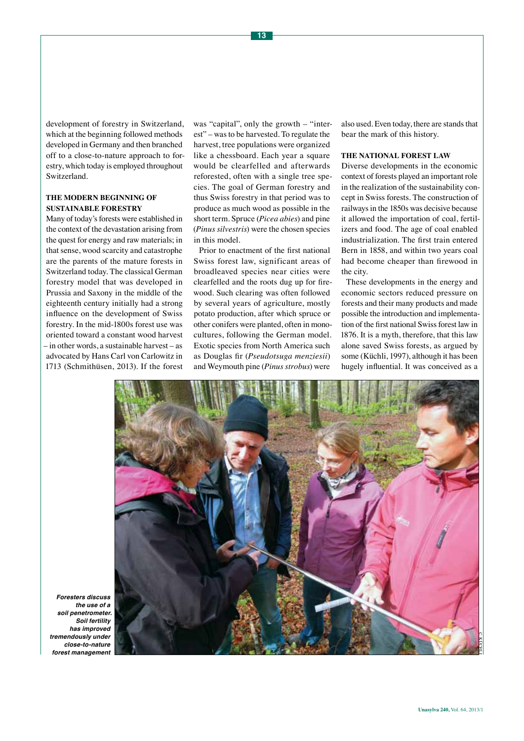development of forestry in Switzerland, which at the beginning followed methods developed in Germany and then branched off to a close-to-nature approach to forestry, which today is employed throughout Switzerland.

### THE MODERN BEGINNING OF SUSTAINABLE FORESTRY

Many of today's forests were established in the context of the devastation arising from the quest for energy and raw materials; in that sense, wood scarcity and catastrophe are the parents of the mature forests in Switzerland today. The classical German forestry model that was developed in Prussia and Saxony in the middle of the eighteenth century initially had a strong influence on the development of Swiss forestry. In the mid-1800s forest use was oriented toward a constant wood harvest – in other words, a sustainable harvest – as advocated by Hans Carl von Carlowitz in 1713 (Schmithüsen, 2013). If the forest was "capital", only the growth – "interest" – was to be harvested. To regulate the harvest, tree populations were organized like a chessboard. Each year a square would be clearfelled and afterwards reforested, often with a single tree species. The goal of German forestry and thus Swiss forestry in that period was to produce as much wood as possible in the short term. Spruce (*Picea abies*) and pine (*Pinus silvestris*) were the chosen species in this model.

Prior to enactment of the first national Swiss forest law, significant areas of broadleaved species near cities were clearfelled and the roots dug up for firewood. Such clearing was often followed by several years of agriculture, mostly potato production, after which spruce or other conifers were planted, often in monocultures, following the German model. Exotic species from North America such as Douglas fir (*Pseudotsuga menziesii*) and Weymouth pine (*Pinus strobus*) were also used. Even today, there are stands that bear the mark of this history.

### THE NATIONAL FOREST LAW

Diverse developments in the economic context of forests played an important role in the realization of the sustainability concept in Swiss forests. The construction of railways in the 1850s was decisive because it allowed the importation of coal, fertilizers and food. The age of coal enabled industrialization. The first train entered Bern in 1858, and within two years coal had become cheaper than firewood in the city.

These developments in the energy and economic sectors reduced pressure on forests and their many products and made possible the introduction and implementation of the first national Swiss forest law in 1876. It is a myth, therefore, that this law alone saved Swiss forests, as argued by some (Küchli, 1997), although it has been hugely influential. It was conceived as a

*Foresters discuss the use of a soil penetrometer. Soil fertility has improved tremendously under close-to-nature forest management*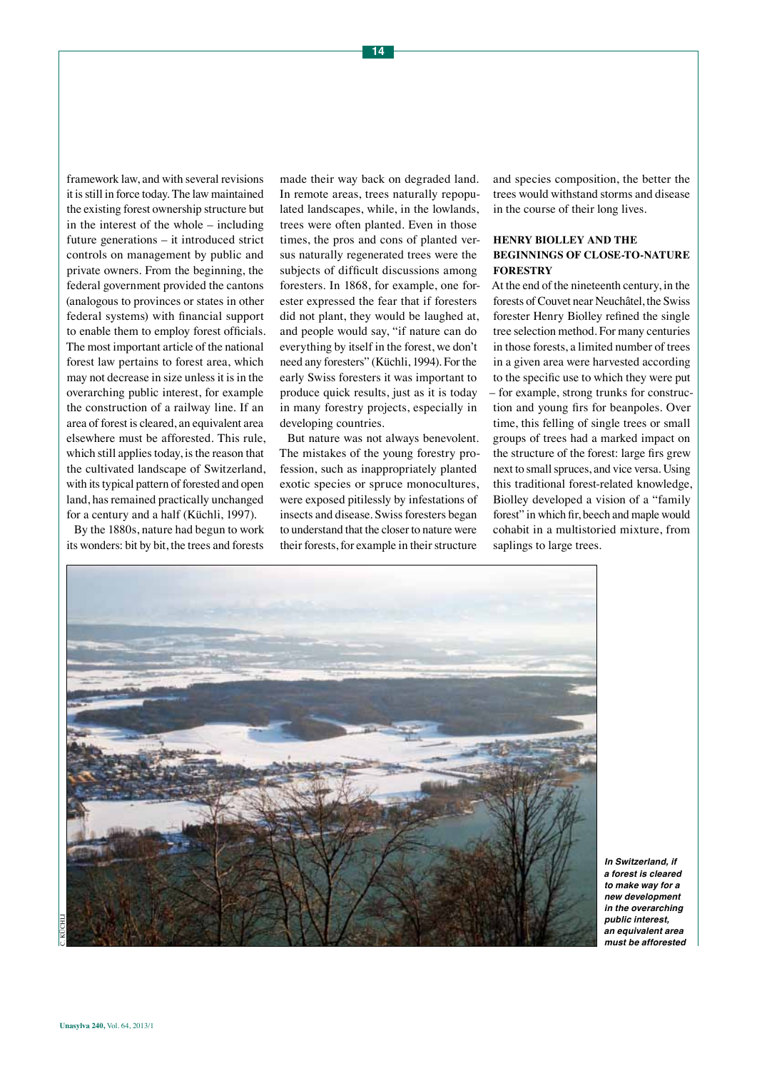framework law, and with several revisions it is still in force today. The law maintained the existing forest ownership structure but in the interest of the whole – including future generations – it introduced strict controls on management by public and private owners. From the beginning, the federal government provided the cantons (analogous to provinces or states in other federal systems) with financial support to enable them to employ forest officials. The most important article of the national forest law pertains to forest area, which may not decrease in size unless it is in the overarching public interest, for example the construction of a railway line. If an area of forest is cleared, an equivalent area elsewhere must be afforested. This rule, which still applies today, is the reason that the cultivated landscape of Switzerland, with its typical pattern of forested and open land, has remained practically unchanged for a century and a half (Küchli, 1997).

By the 1880s, nature had begun to work its wonders: bit by bit, the trees and forests made their way back on degraded land. In remote areas, trees naturally repopulated landscapes, while, in the lowlands, trees were often planted. Even in those times, the pros and cons of planted versus naturally regenerated trees were the subjects of difficult discussions among foresters. In 1868, for example, one forester expressed the fear that if foresters did not plant, they would be laughed at, and people would say, "if nature can do everything by itself in the forest, we don't need any foresters" (Küchli, 1994). For the early Swiss foresters it was important to produce quick results, just as it is today in many forestry projects, especially in developing countries.

But nature was not always benevolent. The mistakes of the young forestry profession, such as inappropriately planted exotic species or spruce monocultures, were exposed pitilessly by infestations of insects and disease. Swiss foresters began to understand that the closer to nature were their forests, for example in their structure and species composition, the better the trees would withstand storms and disease in the course of their long lives.

## HENRY BIOLLEY AND THE BEGINNINGS OF CLOSE-TO-NATURE FORESTRY

At the end of the nineteenth century, in the forests of Couvet near Neuchâtel, the Swiss forester Henry Biolley refined the single tree selection method. For many centuries in those forests, a limited number of trees in a given area were harvested according to the specific use to which they were put – for example, strong trunks for construction and young firs for beanpoles. Over time, this felling of single trees or small groups of trees had a marked impact on the structure of the forest: large firs grew next to small spruces, and vice versa. Using this traditional forest-related knowledge, Biolley developed a vision of a "family forest" in which fir, beech and maple would cohabit in a multistoried mixture, from saplings to large trees.

*In Switzerland, if a forest is cleared to make way for a new development in the overarching public interest, an equivalent area must be afforested*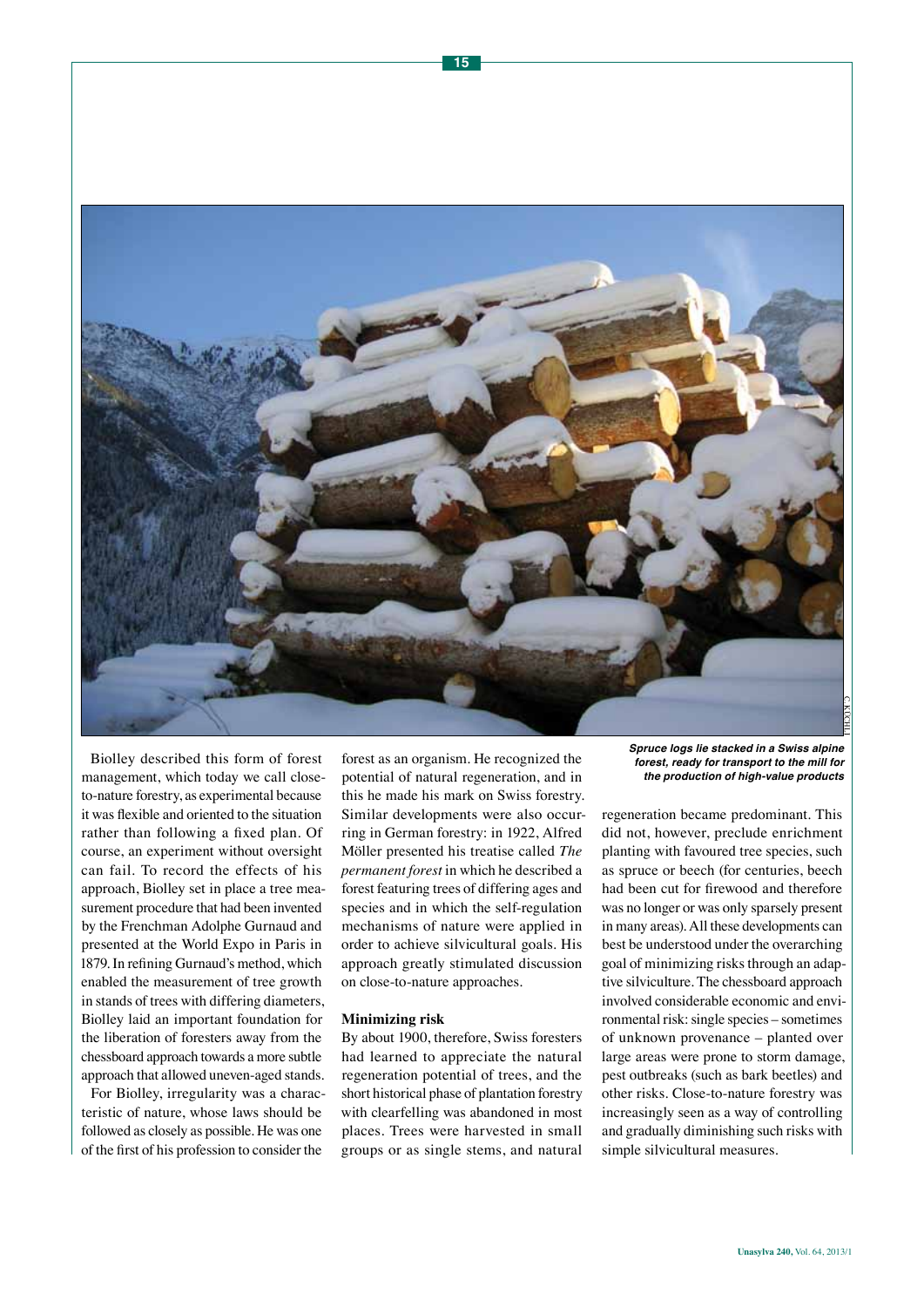*Spruce logs lie stacked in a Swiss alpine forest, ready for transport to the mill for the production of high-value products*

Biolley described this form of forest management, which today we call close-to-nature forestry, as experimental because it was flexible and oriented to the situation rather than following a fixed plan. Of course, an experiment without oversight can fail. To record the effects of his approach, Biolley set in place a tree measurement procedure that had been invented by the Frenchman Adolphe Gurnaud and presented at the World Expo in Paris in 1879. In refining Gurnaud's method, which enabled the measurement of tree growth in stands of trees with differing diameters, Biolley laid an important foundation for the liberation of foresters away from the chessboard approach towards a more subtle approach that allowed uneven-aged stands.

For Biolley, irregularity was a characteristic of nature, whose laws should be followed as closely as possible. He was one of the first of his profession to consider the forest as an organism. He recognized the potential of natural regeneration, and in this he made his mark on Swiss forestry. Similar developments were also occurring in German forestry: in 1922, Alfred Möller presented his treatise called *The permanent forest* in which he described a forest featuring trees of differing ages and species and in which the self-regulation mechanisms of nature were applied in order to achieve silvicultural goals. His approach greatly stimulated discussion on close-to-nature approaches.

## Minimizing risk

By about 1900, therefore, Swiss foresters had learned to appreciate the natural regeneration potential of trees, and the short historical phase of plantation forestry with clearfelling was abandoned in most places. Trees were harvested in small groups or as single stems, and natural regeneration became predominant. This did not, however, preclude enrichment planting with favoured tree species, such as spruce or beech (for centuries, beech had been cut for firewood and therefore was no longer or was only sparsely present in many areas). All these developments can best be understood under the overarching goal of minimizing risks through an adaptive silviculture. The chessboard approach involved considerable economic and environmental risk: single species – sometimes of unknown provenance – planted over large areas were prone to storm damage, pest outbreaks (such as bark beetles) and other risks. Close-to-nature forestry was increasingly seen as a way of controlling and gradually diminishing such risks with simple silvicultural measures.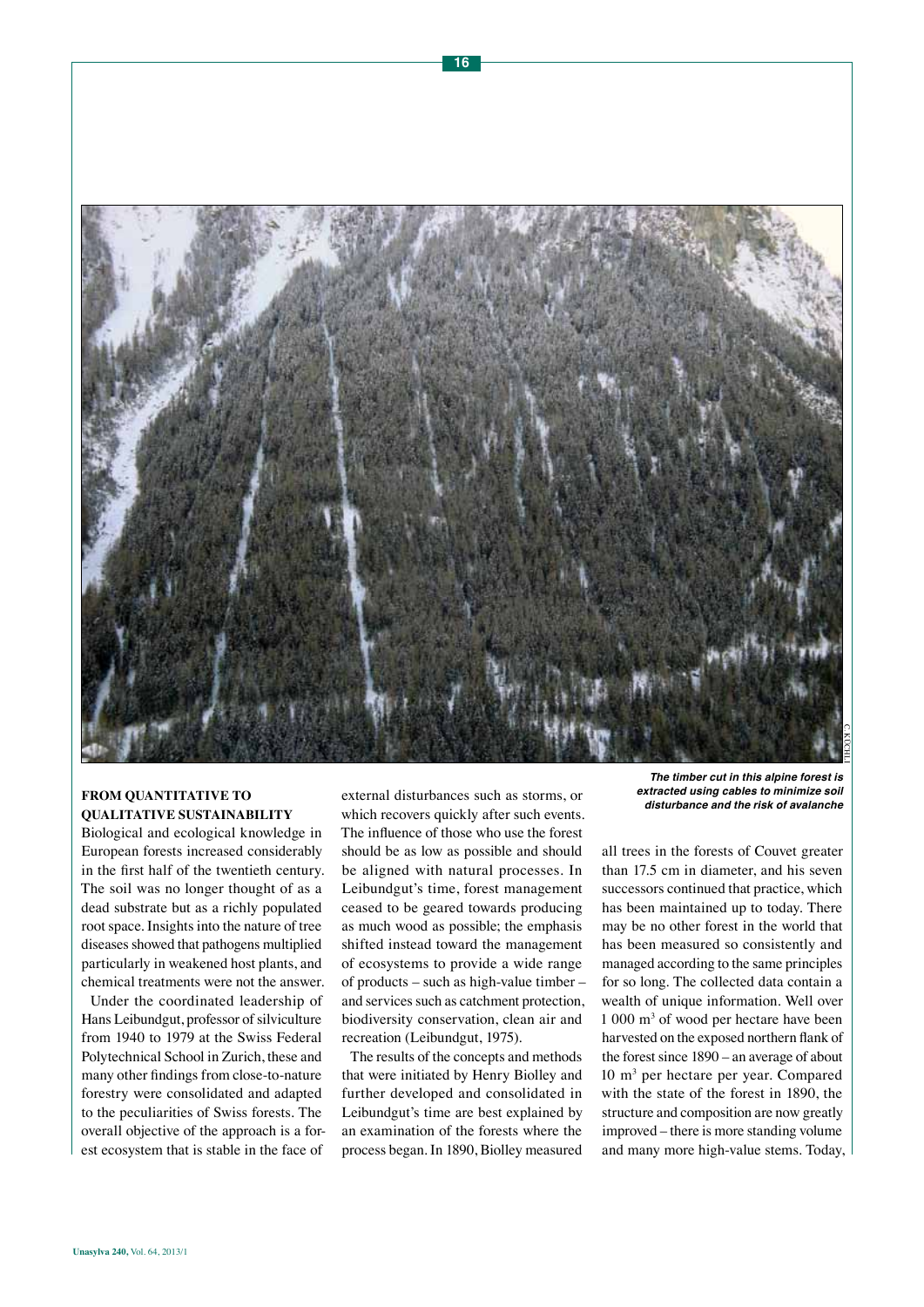*The timber cut in this alpine forest is extracted using cables to minimize soil disturbance and the risk of avalanche*

## FROM QUANTITATIVE TO QUALITATIVE SUSTAINABILITY

Biological and ecological knowledge in European forests increased considerably in the first half of the twentieth century. The soil was no longer thought of as a dead substrate but as a richly populated root space. Insights into the nature of tree diseases showed that pathogens multiplied particularly in weakened host plants, and chemical treatments were not the answer.

Under the coordinated leadership of Hans Leibundgut, professor of silviculture from 1940 to 1979 at the Swiss Federal Polytechnical School in Zurich, these and many other findings from close-to-nature forestry were consolidated and adapted to the peculiarities of Swiss forests. The overall objective of the approach is a forest ecosystem that is stable in the face of external disturbances such as storms, or which recovers quickly after such events. The influence of those who use the forest should be as low as possible and should be aligned with natural processes. In Leibundgut's time, forest management ceased to be geared towards producing as much wood as possible; the emphasis shifted instead toward the management of ecosystems to provide a wide range of products – such as high-value timber – and services such as catchment protection, biodiversity conservation, clean air and recreation (Leibundgut, 1975).

The results of the concepts and methods that were initiated by Henry Biolley and further developed and consolidated in Leibundgut's time are best explained by an examination of the forests where the process began. In 1890, Biolley measured all trees in the forests of Couvet greater than 17.5 cm in diameter, and his seven successors continued that practice, which has been maintained up to today. There may be no other forest in the world that has been measured so consistently and managed according to the same principles for so long. The collected data contain a wealth of unique information. Well over 1 000 $m^3$ of wood per hectare have been harvested on the exposed northern flank of the forest since 1890 – an average of about 10 $m^3$ per hectare per year. Compared with the state of the forest in 1890, the structure and composition are now greatly improved – there is more standing volume and many more high-value stems. Today,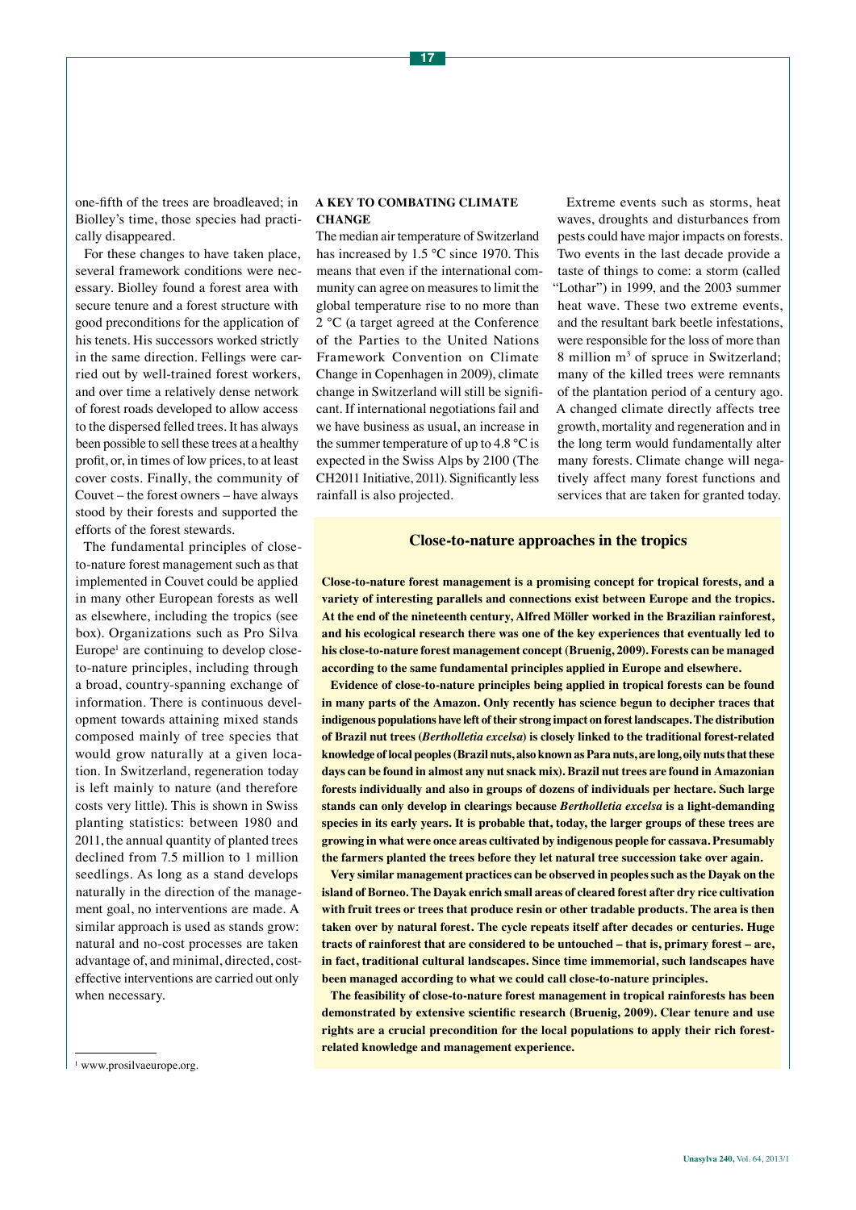one-fifth of the trees are broadleaved; in Biolley's time, those species had practically disappeared.

For these changes to have taken place, several framework conditions were necessary. Biolley found a forest area with secure tenure and a forest structure with good preconditions for the application of his tenets. His successors worked strictly in the same direction. Fellings were carried out by well-trained forest workers, and over time a relatively dense network of forest roads developed to allow access to the dispersed felled trees. It has always been possible to sell these trees at a healthy profit, or, in times of low prices, to at least cover costs. Finally, the community of Couvet – the forest owners – have always stood by their forests and supported the efforts of the forest stewards.

The fundamental principles of close-to-nature forest management such as that implemented in Couvet could be applied in many other European forests as well as elsewhere, including the tropics (see box). Organizations such as Pro Silva Europe[1] are continuing to develop close-to-nature principles, including through a broad, country-spanning exchange of information. There is continuous development towards attaining mixed stands composed mainly of tree species that would grow naturally at a given location. In Switzerland, regeneration today is left mainly to nature (and therefore costs very little). This is shown in Swiss planting statistics: between 1980 and 2011, the annual quantity of planted trees declined from 7.5 million to 1 million seedlings. As long as a stand develops naturally in the direction of the management goal, no interventions are made. A similar approach is used as stands grow: natural and no-cost processes are taken advantage of, and minimal, directed, cost-effective interventions are carried out only when necessary.

## A KEY TO COMBATING CLIMATE CHANGE

The median air temperature of Switzerland has increased by 1.5 °C since 1970. This means that even if the international community can agree on measures to limit the global temperature rise to no more than 2 °C (a target agreed at the Conference of the Parties to the United Nations Framework Convention on Climate Change in Copenhagen in 2009), climate change in Switzerland will still be significant. If international negotiations fail and we have business as usual, an increase in the summer temperature of up to 4.8 °C is expected in the Swiss Alps by 2100 (The CH2011 Initiative, 2011). Significantly less rainfall is also projected.

Extreme events such as storms, heat waves, droughts and disturbances from pests could have major impacts on forests. Two events in the last decade provide a taste of things to come: a storm (called "Lothar") in 1999, and the 2003 summer heat wave. These two extreme events, and the resultant bark beetle infestations, were responsible for the loss of more than 8 million $m^3$ of spruce in Switzerland; many of the killed trees were remnants of the plantation period of a century ago. A changed climate directly affects tree growth, mortality and regeneration and in the long term would fundamentally alter many forests. Climate change will negatively affect many forest functions and services that are taken for granted today.

### Close-to-nature approaches in the tropics

**Close-to-nature forest management is a promising concept for tropical forests, and a variety of interesting parallels and connections exist between Europe and the tropics. At the end of the nineteenth century, Alfred Möller worked in the Brazilian rainforest, and his ecological research there was one of the key experiences that eventually led to his close-to-nature forest management concept (Bruenig, 2009). Forests can be managed according to the same fundamental principles applied in Europe and elsewhere.**

**Evidence of close-to-nature principles being applied in tropical forests can be found in many parts of the Amazon. Only recently has science begun to decipher traces that indigenous populations have left of their strong impact on forest landscapes. The distribution of Brazil nut trees (*Bertholletia excelsa*) is closely linked to the traditional forest-related knowledge of local peoples (Brazil nuts, also known as Para nuts, are long, oily nuts that these days can be found in almost any nut snack mix). Brazil nut trees are found in Amazonian forests individually and also in groups of dozens of individuals per hectare. Such large stands can only develop in clearings because *Bertholletia excelsa* is a light-demanding species in its early years. It is probable that, today, the larger groups of these trees are growing in what were once areas cultivated by indigenous people for cassava. Presumably the farmers planted the trees before they let natural tree succession take over again.**

**Very similar management practices can be observed in peoples such as the Dayak on the island of Borneo. The Dayak enrich small areas of cleared forest after dry rice cultivation with fruit trees or trees that produce resin or other tradable products. The area is then taken over by natural forest. The cycle repeats itself after decades or centuries. Huge tracts of rainforest that are considered to be untouched – that is, primary forest – are, in fact, traditional cultural landscapes. Since time immemorial, such landscapes have been managed according to what we could call close-to-nature principles.**

**The feasibility of close-to-nature forest management in tropical rainforests has been demonstrated by extensive scientific research (Bruenig, 2009). Clear tenure and use rights are a crucial precondition for the local populations to apply their rich forest-related knowledge and management experience.**

---

[1] www.prosilvaeurope.org.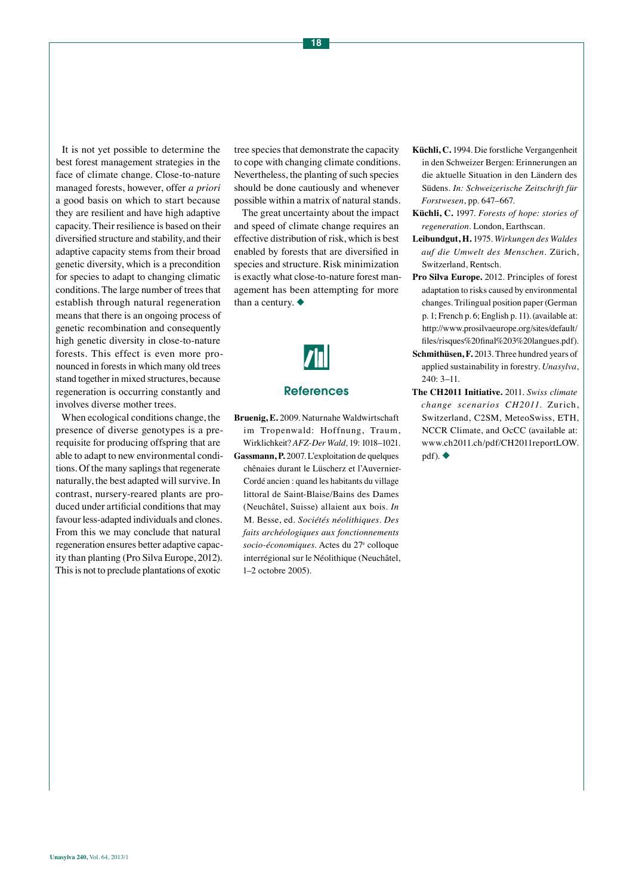It is not yet possible to determine the best forest management strategies in the face of climate change. Close-to-nature managed forests, however, offer *a priori* a good basis on which to start because they are resilient and have high adaptive capacity. Their resilience is based on their diversified structure and stability, and their adaptive capacity stems from their broad genetic diversity, which is a precondition for species to adapt to changing climatic conditions. The large number of trees that establish through natural regeneration means that there is an ongoing process of genetic recombination and consequently high genetic diversity in close-to-nature forests. This effect is even more pronounced in forests in which many old trees stand together in mixed structures, because regeneration is occurring constantly and involves diverse mother trees.

When ecological conditions change, the presence of diverse genotypes is a prerequisite for producing offspring that are able to adapt to new environmental conditions. Of the many saplings that regenerate naturally, the best adapted will survive. In contrast, nursery-reared plants are produced under artificial conditions that may favour less-adapted individuals and clones. From this we may conclude that natural regeneration ensures better adaptive capacity than planting (Pro Silva Europe, 2012). This is not to preclude plantations of exotic tree species that demonstrate the capacity to cope with changing climate conditions. Nevertheless, the planting of such species should be done cautiously and whenever possible within a matrix of natural stands.

The great uncertainty about the impact and speed of climate change requires an effective distribution of risk, which is best enabled by forests that are diversified in species and structure. Risk minimization is exactly what close-to-nature forest management has been attempting for more than a century. ◆

## References

**Bruenig, E.** 2009. Naturnahe Waldwirtschaft im Tropenwald: Hoffnung, Traum, Wirklichkeit? *AFZ-Der Wald*, 19: 1018–1021.

**Gassmann, P.** 2007. L'exploitation de quelques chênaies durant le Lüscherz et l'Auvernier-Cordé ancien : quand les habitants du village littoral de Saint-Blaise/Bains des Dames (Neuchâtel, Suisse) allaient aux bois. *In* M. Besse, ed. *Sociétés néolithiques. Des faits archéologiques aux fonctionnements socio-économiques.* Actes du 27e colloque interrégional sur le Néolithique (Neuchâtel, 1–2 octobre 2005).

**Küchli, C.** 1994. Die forstliche Vergangenheit in den Schweizer Bergen: Erinnerungen an die aktuelle Situation in den Ländern des Südens. *In: Schweizerische Zeitschrift für Forstwesen*, pp. 647–667.

**Küchli, C.** 1997. *Forests of hope: stories of regeneration*. London, Earthscan.

**Leibundgut, H.** 1975. *Wirkungen des Waldes auf die Umwelt des Menschen*. Zürich, Switzerland, Rentsch.

**Pro Silva Europe.** 2012. Principles of forest adaptation to risks caused by environmental changes. Trilingual position paper (German p. 1; French p. 6; English p. 11). (available at: http://www.prosilvaeurope.org/sites/default/files/risques%20final%203%20langues.pdf).

**Schmithüsen, F.** 2013. Three hundred years of applied sustainability in forestry. *Unasylva*, 240: 3–11.

**The CH2011 Initiative.** 2011. *Swiss climate change scenarios CH2011*. Zurich, Switzerland, C2SM, MeteoSwiss, ETH, NCCR Climate, and OcCC (available at: www.ch2011.ch/pdf/CH2011reportLOW.pdf). ◆